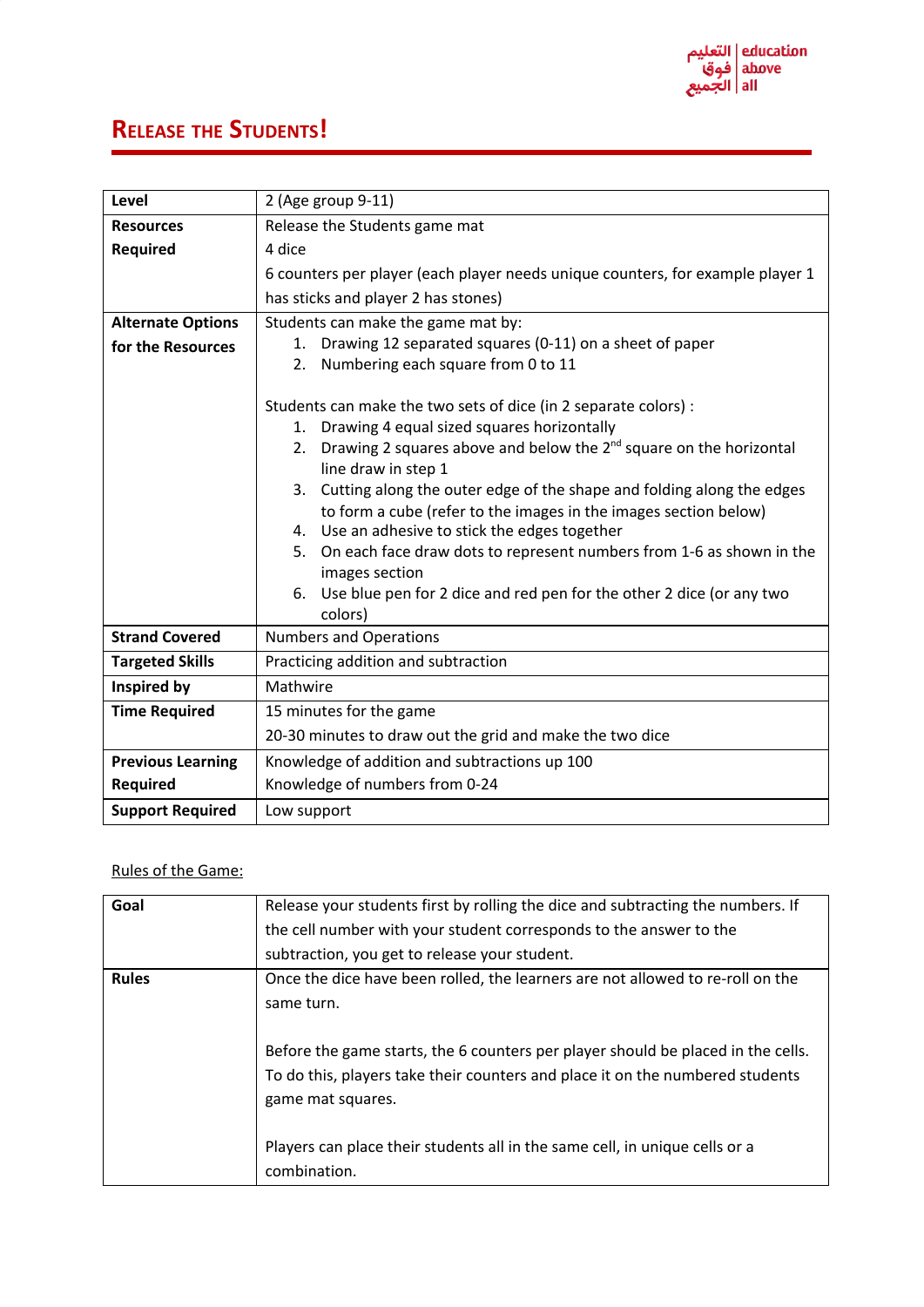# Release the Students!

| Level | 2 (Age group 9-11) |
|---|---|
| **Resources Required** | Release the Students game mat<br>4 dice<br>6 counters per player (each player needs unique counters, for example player 1 has sticks and player 2 has stones) |
| **Alternate Options for the Resources** | Students can make the game mat by:<br>1. Drawing 12 separated squares (0-11) on a sheet of paper<br>2. Numbering each square from 0 to 11<br><br>Students can make the two sets of dice (in 2 separate colors) :<br>1. Drawing 4 equal sized squares horizontally<br>2. Drawing 2 squares above and below the 2nd square on the horizontal line draw in step 1<br>3. Cutting along the outer edge of the shape and folding along the edges to form a cube (refer to the images in the images section below)<br>4. Use an adhesive to stick the edges together<br>5. On each face draw dots to represent numbers from 1-6 as shown in the images section<br>6. Use blue pen for 2 dice and red pen for the other 2 dice (or any two colors) |
| **Strand Covered** | Numbers and Operations |
| **Targeted Skills** | Practicing addition and subtraction |
| **Inspired by** | Mathwire |
| **Time Required** | 15 minutes for the game<br>20-30 minutes to draw out the grid and make the two dice |
| **Previous Learning Required** | Knowledge of addition and subtractions up 100<br>Knowledge of numbers from 0-24 |
| **Support Required** | Low support |

Rules of the Game:

| Goal | Release your students first by rolling the dice and subtracting the numbers. If the cell number with your student corresponds to the answer to the subtraction, you get to release your student. |
|---|---|
| **Rules** | Once the dice have been rolled, the learners are not allowed to re-roll on the same turn.<br><br>Before the game starts, the 6 counters per player should be placed in the cells. To do this, players take their counters and place it on the numbered students game mat squares.<br><br>Players can place their students all in the same cell, in unique cells or a combination. |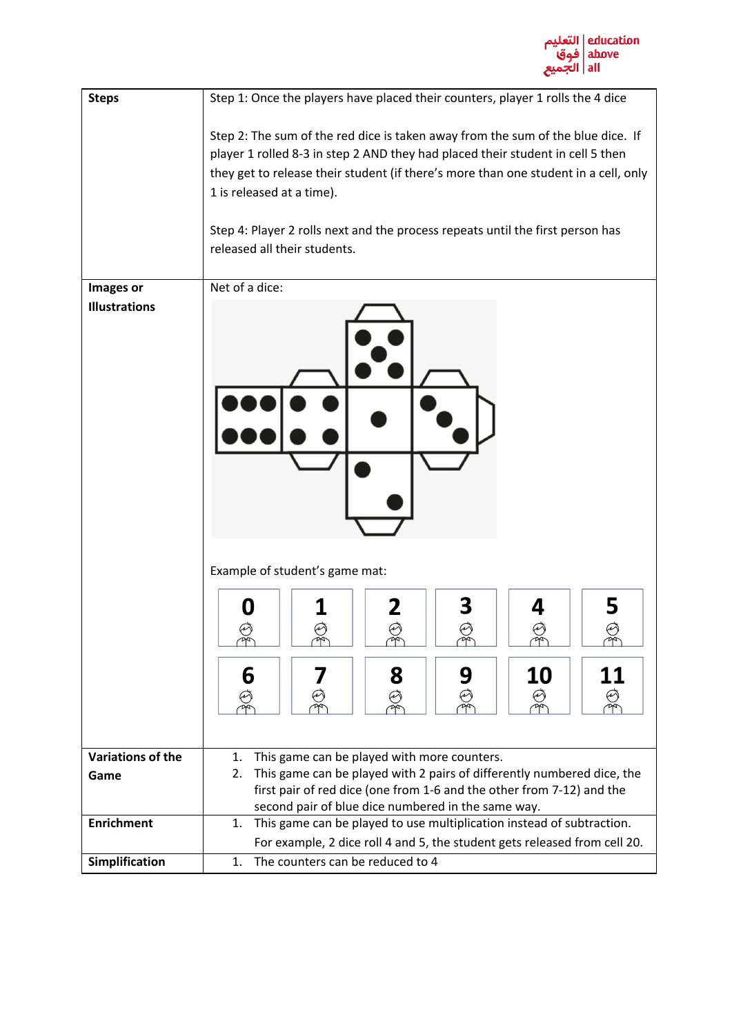| | |
|---|---|
| **Steps** | Step 1: Once the players have placed their counters, player 1 rolls the 4 dice<br><br>Step 2: The sum of the red dice is taken away from the sum of the blue dice. If player 1 rolled 8-3 in step 2 AND they had placed their student in cell 5 then they get to release their student (if there's more than one student in a cell, only 1 is released at a time).<br><br>Step 4: Player 2 rolls next and the process repeats until the first person has released all their students. |
| **Images or Illustrations** | Net of a dice:<br><br>Example of student's game mat:<br><br>0 1 2 3 4 5<br>6 7 8 9 10 11 |
| **Variations of the Game** | 1. This game can be played with more counters.<br>2. This game can be played with 2 pairs of differently numbered dice, the first pair of red dice (one from 1-6 and the other from 7-12) and the second pair of blue dice numbered in the same way. |
| **Enrichment** | 1. This game can be played to use multiplication instead of subtraction. For example, 2 dice roll 4 and 5, the student gets released from cell 20. |
| **Simplification** | 1. The counters can be reduced to 4 |